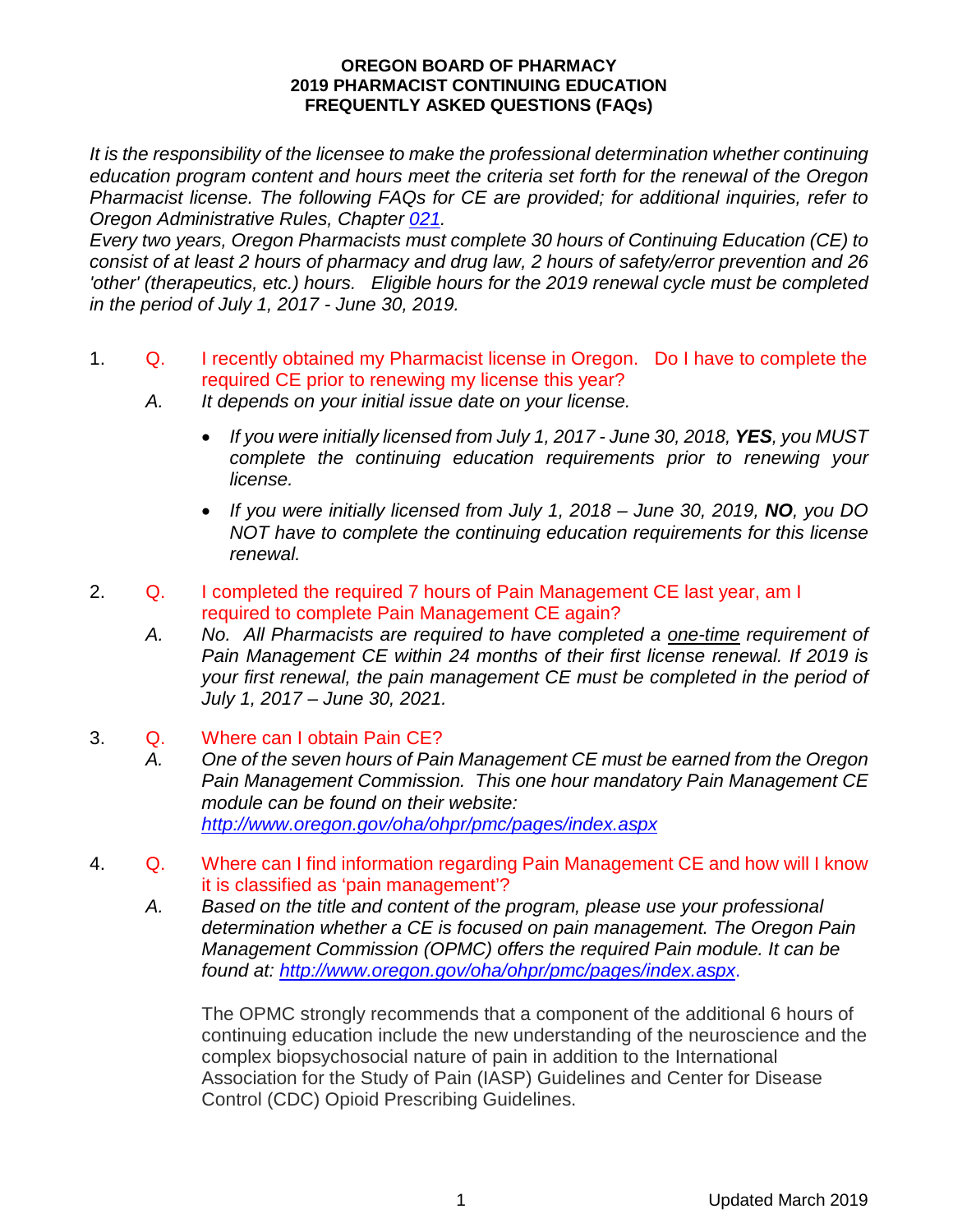# OREGON BOARD OF PHARMACY
## 2019 PHARMACIST CONTINUING EDUCATION
## FREQUENTLY ASKED QUESTIONS (FAQs)

*It is the responsibility of the licensee to make the professional determination whether continuing education program content and hours meet the criteria set forth for the renewal of the Oregon Pharmacist license. The following FAQs for CE are provided; for additional inquiries, refer to Oregon Administrative Rules, Chapter [021](021).*

*Every two years, Oregon Pharmacists must complete 30 hours of Continuing Education (CE) to consist of at least 2 hours of pharmacy and drug law, 2 hours of safety/error prevention and 26 'other' (therapeutics, etc.) hours. Eligible hours for the 2019 renewal cycle must be completed in the period of July 1, 2017 - June 30, 2019.*

1. Q. I recently obtained my Pharmacist license in Oregon. Do I have to complete the required CE prior to renewing my license this year?

   *A. It depends on your initial issue date on your license.*

   - *If you were initially licensed from July 1, 2017 - June 30, 2018, **YES**, you MUST complete the continuing education requirements prior to renewing your license.*
   - *If you were initially licensed from July 1, 2018 – June 30, 2019, **NO**, you DO NOT have to complete the continuing education requirements for this license renewal.*

2. Q. I completed the required 7 hours of Pain Management CE last year, am I required to complete Pain Management CE again?

   *A. No. All Pharmacists are required to have completed a <u>one-time</u> requirement of Pain Management CE within 24 months of their first license renewal. If 2019 is your first renewal, the pain management CE must be completed in the period of July 1, 2017 – June 30, 2021.*

3. Q. Where can I obtain Pain CE?

   *A. One of the seven hours of Pain Management CE must be earned from the Oregon Pain Management Commission. This one hour mandatory Pain Management CE module can be found on their website: [http://www.oregon.gov/oha/ohpr/pmc/pages/index.aspx](http://www.oregon.gov/oha/ohpr/pmc/pages/index.aspx)*

4. Q. Where can I find information regarding Pain Management CE and how will I know it is classified as 'pain management'?

   *A. Based on the title and content of the program, please use your professional determination whether a CE is focused on pain management. The Oregon Pain Management Commission (OPMC) offers the required Pain module. It can be found at: [http://www.oregon.gov/oha/ohpr/pmc/pages/index.aspx](http://www.oregon.gov/oha/ohpr/pmc/pages/index.aspx).*

   The OPMC strongly recommends that a component of the additional 6 hours of continuing education include the new understanding of the neuroscience and the complex biopsychosocial nature of pain in addition to the International Association for the Study of Pain (IASP) Guidelines and Center for Disease Control (CDC) Opioid Prescribing Guidelines.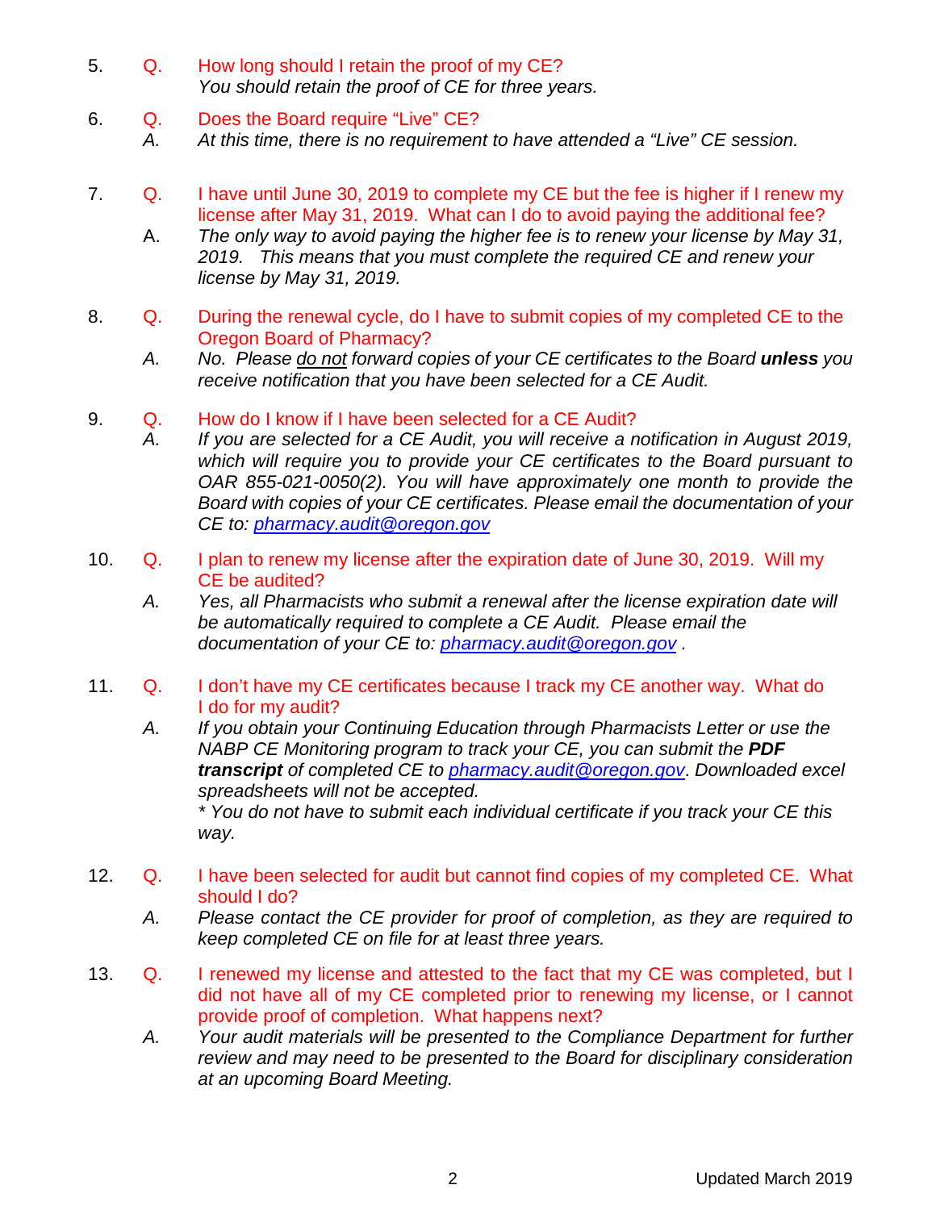5. Q. How long should I retain the proof of my CE?
   *You should retain the proof of CE for three years.*

6. Q. Does the Board require "Live" CE?
   A. *At this time, there is no requirement to have attended a "Live" CE session.*

7. Q. I have until June 30, 2019 to complete my CE but the fee is higher if I renew my license after May 31, 2019. What can I do to avoid paying the additional fee?
   A. *The only way to avoid paying the higher fee is to renew your license by May 31, 2019. This means that you must complete the required CE and renew your license by May 31, 2019.*

8. Q. During the renewal cycle, do I have to submit copies of my completed CE to the Oregon Board of Pharmacy?
   A. *No. Please do not forward copies of your CE certificates to the Board **unless** you receive notification that you have been selected for a CE Audit.*

9. Q. How do I know if I have been selected for a CE Audit?
   A. *If you are selected for a CE Audit, you will receive a notification in August 2019, which will require you to provide your CE certificates to the Board pursuant to OAR 855-021-0050(2). You will have approximately one month to provide the Board with copies of your CE certificates. Please email the documentation of your CE to: pharmacy.audit@oregon.gov*

10. Q. I plan to renew my license after the expiration date of June 30, 2019. Will my CE be audited?
    A. *Yes, all Pharmacists who submit a renewal after the license expiration date will be automatically required to complete a CE Audit. Please email the documentation of your CE to: pharmacy.audit@oregon.gov .*

11. Q. I don't have my CE certificates because I track my CE another way. What do I do for my audit?
    A. *If you obtain your Continuing Education through Pharmacists Letter or use the NABP CE Monitoring program to track your CE, you can submit the **PDF transcript** of completed CE to pharmacy.audit@oregon.gov. Downloaded excel spreadsheets will not be accepted.*
    ** You do not have to submit each individual certificate if you track your CE this way.*

12. Q. I have been selected for audit but cannot find copies of my completed CE. What should I do?
    A. *Please contact the CE provider for proof of completion, as they are required to keep completed CE on file for at least three years.*

13. Q. I renewed my license and attested to the fact that my CE was completed, but I did not have all of my CE completed prior to renewing my license, or I cannot provide proof of completion. What happens next?
    A. *Your audit materials will be presented to the Compliance Department for further review and may need to be presented to the Board for disciplinary consideration at an upcoming Board Meeting.*

Updated March 2019